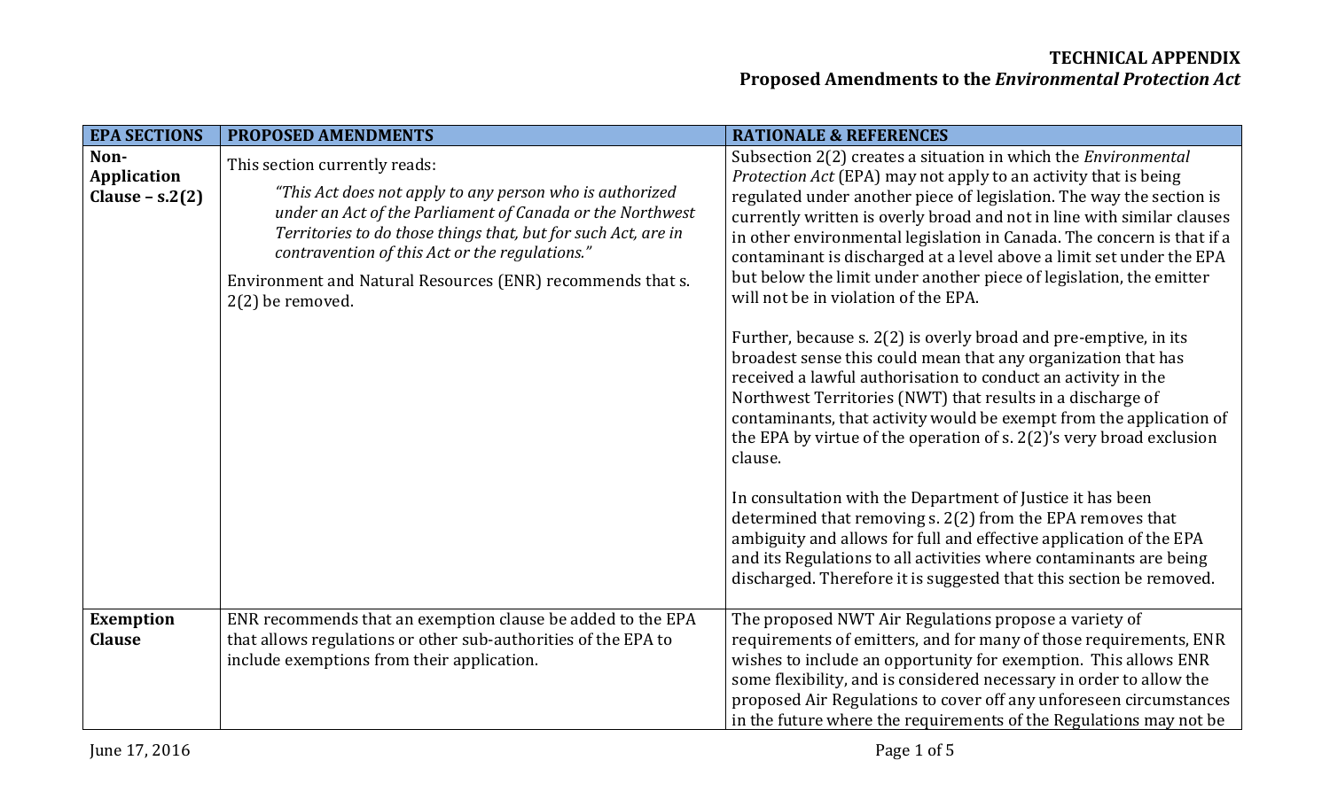# TECHNICAL APPENDIX
## Proposed Amendments to the *Environmental Protection Act*

| EPA SECTIONS | PROPOSED AMENDMENTS | RATIONALE & REFERENCES |
|---|---|---|
| **Non-Application Clause – s.2(2)** | This section currently reads:<br><br>*"This Act does not apply to any person who is authorized under an Act of the Parliament of Canada or the Northwest Territories to do those things that, but for such Act, are in contravention of this Act or the regulations."*<br><br>Environment and Natural Resources (ENR) recommends that s. 2(2) be removed. | Subsection 2(2) creates a situation in which the *Environmental Protection Act* (EPA) may not apply to an activity that is being regulated under another piece of legislation. The way the section is currently written is overly broad and not in line with similar clauses in other environmental legislation in Canada. The concern is that if a contaminant is discharged at a level above a limit set under the EPA but below the limit under another piece of legislation, the emitter will not be in violation of the EPA.<br><br>Further, because s. 2(2) is overly broad and pre-emptive, in its broadest sense this could mean that any organization that has received a lawful authorisation to conduct an activity in the Northwest Territories (NWT) that results in a discharge of contaminants, that activity would be exempt from the application of the EPA by virtue of the operation of s. 2(2)'s very broad exclusion clause.<br><br>In consultation with the Department of Justice it has been determined that removing s. 2(2) from the EPA removes that ambiguity and allows for full and effective application of the EPA and its Regulations to all activities where contaminants are being discharged. Therefore it is suggested that this section be removed. |
| **Exemption Clause** | ENR recommends that an exemption clause be added to the EPA that allows regulations or other sub-authorities of the EPA to include exemptions from their application. | The proposed NWT Air Regulations propose a variety of requirements of emitters, and for many of those requirements, ENR wishes to include an opportunity for exemption. This allows ENR some flexibility, and is considered necessary in order to allow the proposed Air Regulations to cover off any unforeseen circumstances in the future where the requirements of the Regulations may not be |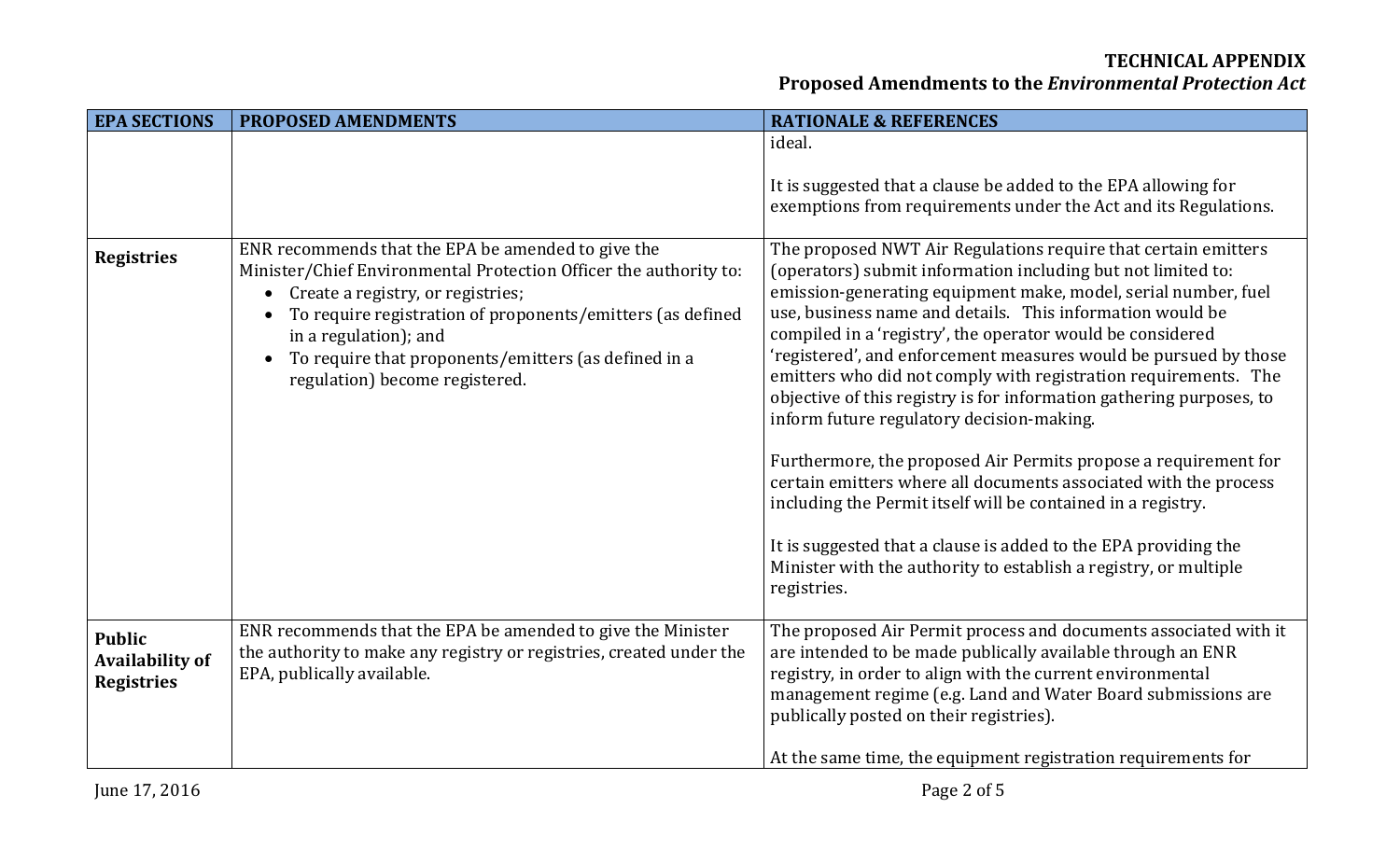| EPA SECTIONS | PROPOSED AMENDMENTS | RATIONALE & REFERENCES |
|---|---|---|
| | | ideal.<br><br>It is suggested that a clause be added to the EPA allowing for exemptions from requirements under the Act and its Regulations. |
| **Registries** | ENR recommends that the EPA be amended to give the Minister/Chief Environmental Protection Officer the authority to:<br>• Create a registry, or registries;<br>• To require registration of proponents/emitters (as defined in a regulation); and<br>• To require that proponents/emitters (as defined in a regulation) become registered. | The proposed NWT Air Regulations require that certain emitters (operators) submit information including but not limited to: emission-generating equipment make, model, serial number, fuel use, business name and details. This information would be compiled in a 'registry', the operator would be considered 'registered', and enforcement measures would be pursued by those emitters who did not comply with registration requirements. The objective of this registry is for information gathering purposes, to inform future regulatory decision-making.<br><br>Furthermore, the proposed Air Permits propose a requirement for certain emitters where all documents associated with the process including the Permit itself will be contained in a registry.<br><br>It is suggested that a clause is added to the EPA providing the Minister with the authority to establish a registry, or multiple registries. |
| **Public Availability of Registries** | ENR recommends that the EPA be amended to give the Minister the authority to make any registry or registries, created under the EPA, publically available. | The proposed Air Permit process and documents associated with it are intended to be made publically available through an ENR registry, in order to align with the current environmental management regime (e.g. Land and Water Board submissions are publically posted on their registries).<br><br>At the same time, the equipment registration requirements for |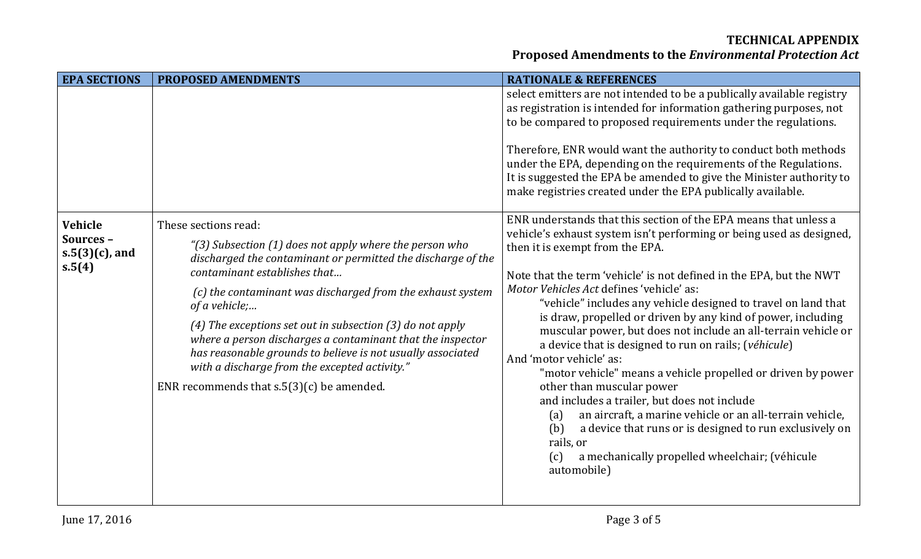| EPA SECTIONS | PROPOSED AMENDMENTS | RATIONALE & REFERENCES |
|---|---|---|
| | | select emitters are not intended to be a publically available registry as registration is intended for information gathering purposes, not to be compared to proposed requirements under the regulations.<br><br>Therefore, ENR would want the authority to conduct both methods under the EPA, depending on the requirements of the Regulations. It is suggested the EPA be amended to give the Minister authority to make registries created under the EPA publically available. |
| **Vehicle Sources – s.5(3)(c), and s.5(4)** | These sections read:<br><br>*"(3) Subsection (1) does not apply where the person who discharged the contaminant or permitted the discharge of the contaminant establishes that…*<br><br>*(c) the contaminant was discharged from the exhaust system of a vehicle;…*<br><br>*(4) The exceptions set out in subsection (3) do not apply where a person discharges a contaminant that the inspector has reasonable grounds to believe is not usually associated with a discharge from the excepted activity."*<br><br>ENR recommends that s.5(3)(c) be amended. | ENR understands that this section of the EPA means that unless a vehicle's exhaust system isn't performing or being used as designed, then it is exempt from the EPA.<br><br>Note that the term 'vehicle' is not defined in the EPA, but the NWT *Motor Vehicles Act* defines 'vehicle' as:<br>"vehicle" includes any vehicle designed to travel on land that is draw, propelled or driven by any kind of power, including muscular power, but does not include an all-terrain vehicle or a device that is designed to run on rails; (*véhicule*)<br>And 'motor vehicle' as:<br>"motor vehicle" means a vehicle propelled or driven by power other than muscular power<br>and includes a trailer, but does not include<br>(a) an aircraft, a marine vehicle or an all-terrain vehicle,<br>(b) a device that runs or is designed to run exclusively on rails, or<br>(c) a mechanically propelled wheelchair; (véhicule automobile) |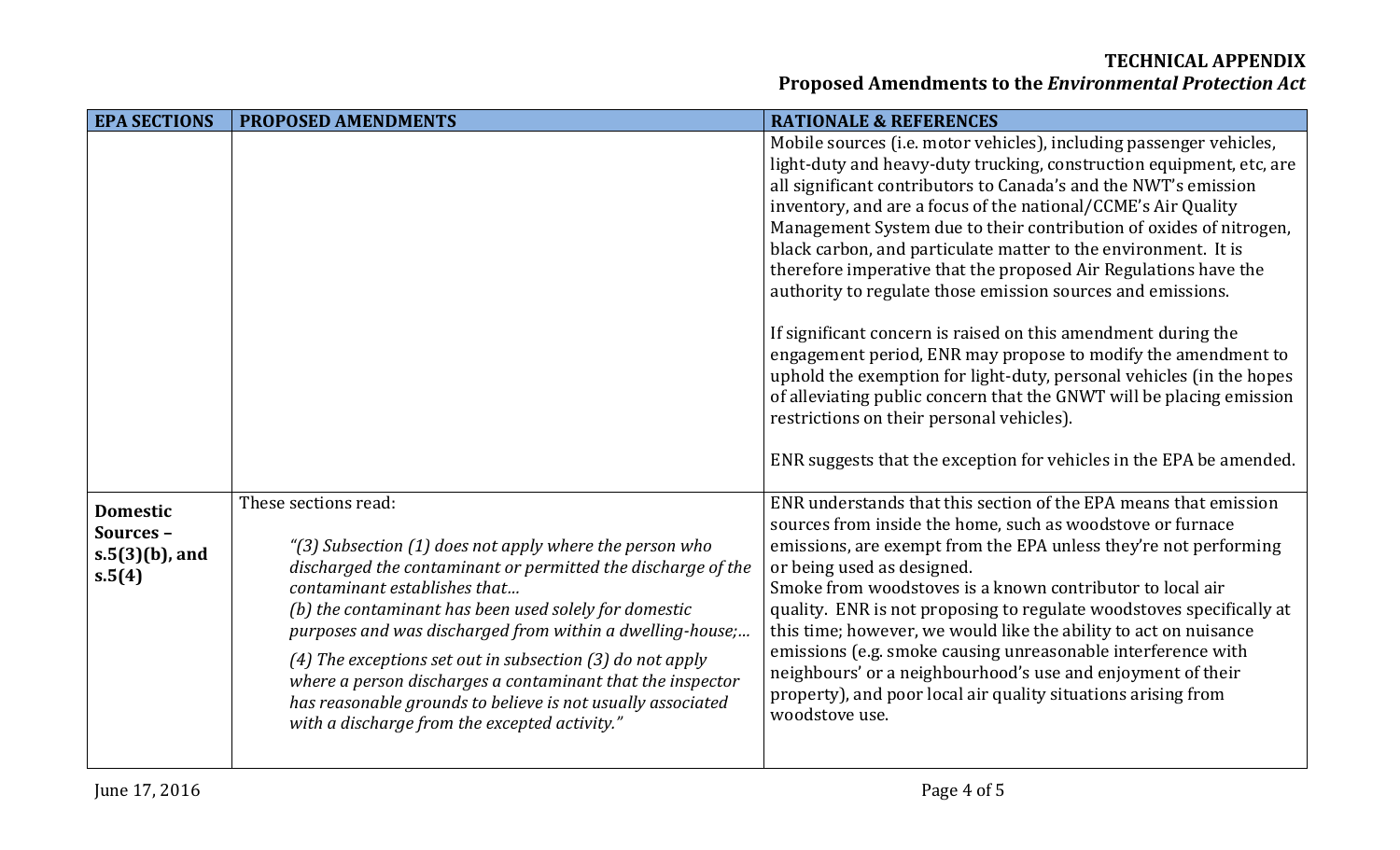| EPA SECTIONS | PROPOSED AMENDMENTS | RATIONALE & REFERENCES |
|---|---|---|
| | | Mobile sources (i.e. motor vehicles), including passenger vehicles, light-duty and heavy-duty trucking, construction equipment, etc, are all significant contributors to Canada's and the NWT's emission inventory, and are a focus of the national/CCME's Air Quality Management System due to their contribution of oxides of nitrogen, black carbon, and particulate matter to the environment. It is therefore imperative that the proposed Air Regulations have the authority to regulate those emission sources and emissions.<br><br>If significant concern is raised on this amendment during the engagement period, ENR may propose to modify the amendment to uphold the exemption for light-duty, personal vehicles (in the hopes of alleviating public concern that the GNWT will be placing emission restrictions on their personal vehicles).<br><br>ENR suggests that the exception for vehicles in the EPA be amended. |
| **Domestic Sources – s.5(3)(b), and s.5(4)** | These sections read:<br><br>*"(3) Subsection (1) does not apply where the person who discharged the contaminant or permitted the discharge of the contaminant establishes that…*<br>*(b) the contaminant has been used solely for domestic purposes and was discharged from within a dwelling-house;…*<br><br>*(4) The exceptions set out in subsection (3) do not apply where a person discharges a contaminant that the inspector has reasonable grounds to believe is not usually associated with a discharge from the excepted activity."* | ENR understands that this section of the EPA means that emission sources from inside the home, such as woodstove or furnace emissions, are exempt from the EPA unless they're not performing or being used as designed.<br>Smoke from woodstoves is a known contributor to local air quality. ENR is not proposing to regulate woodstoves specifically at this time; however, we would like the ability to act on nuisance emissions (e.g. smoke causing unreasonable interference with neighbours' or a neighbourhood's use and enjoyment of their property), and poor local air quality situations arising from woodstove use. |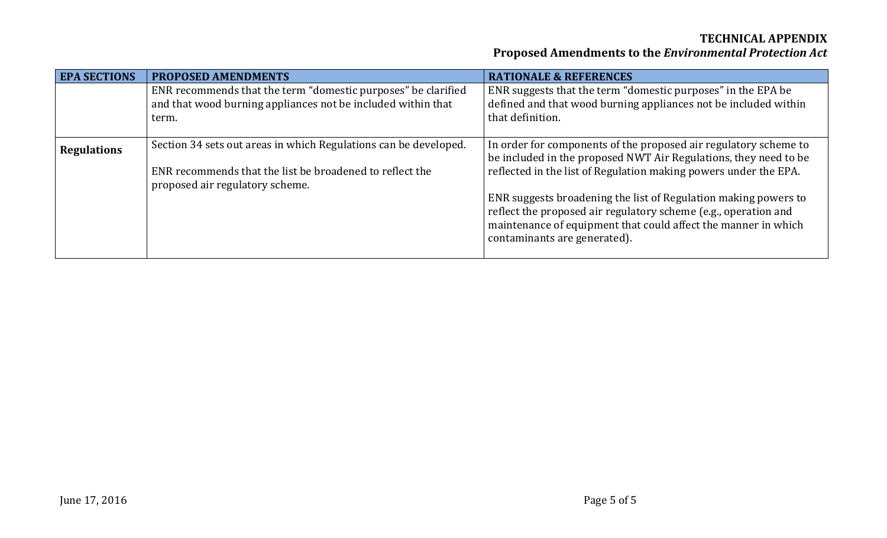| EPA SECTIONS | PROPOSED AMENDMENTS | RATIONALE & REFERENCES |
|---|---|---|
| | ENR recommends that the term "domestic purposes" be clarified and that wood burning appliances not be included within that term. | ENR suggests that the term "domestic purposes" in the EPA be defined and that wood burning appliances not be included within that definition. |
| **Regulations** | Section 34 sets out areas in which Regulations can be developed.<br><br>ENR recommends that the list be broadened to reflect the proposed air regulatory scheme. | In order for components of the proposed air regulatory scheme to be included in the proposed NWT Air Regulations, they need to be reflected in the list of Regulation making powers under the EPA.<br><br>ENR suggests broadening the list of Regulation making powers to reflect the proposed air regulatory scheme (e.g., operation and maintenance of equipment that could affect the manner in which contaminants are generated). |

June 17, 2016